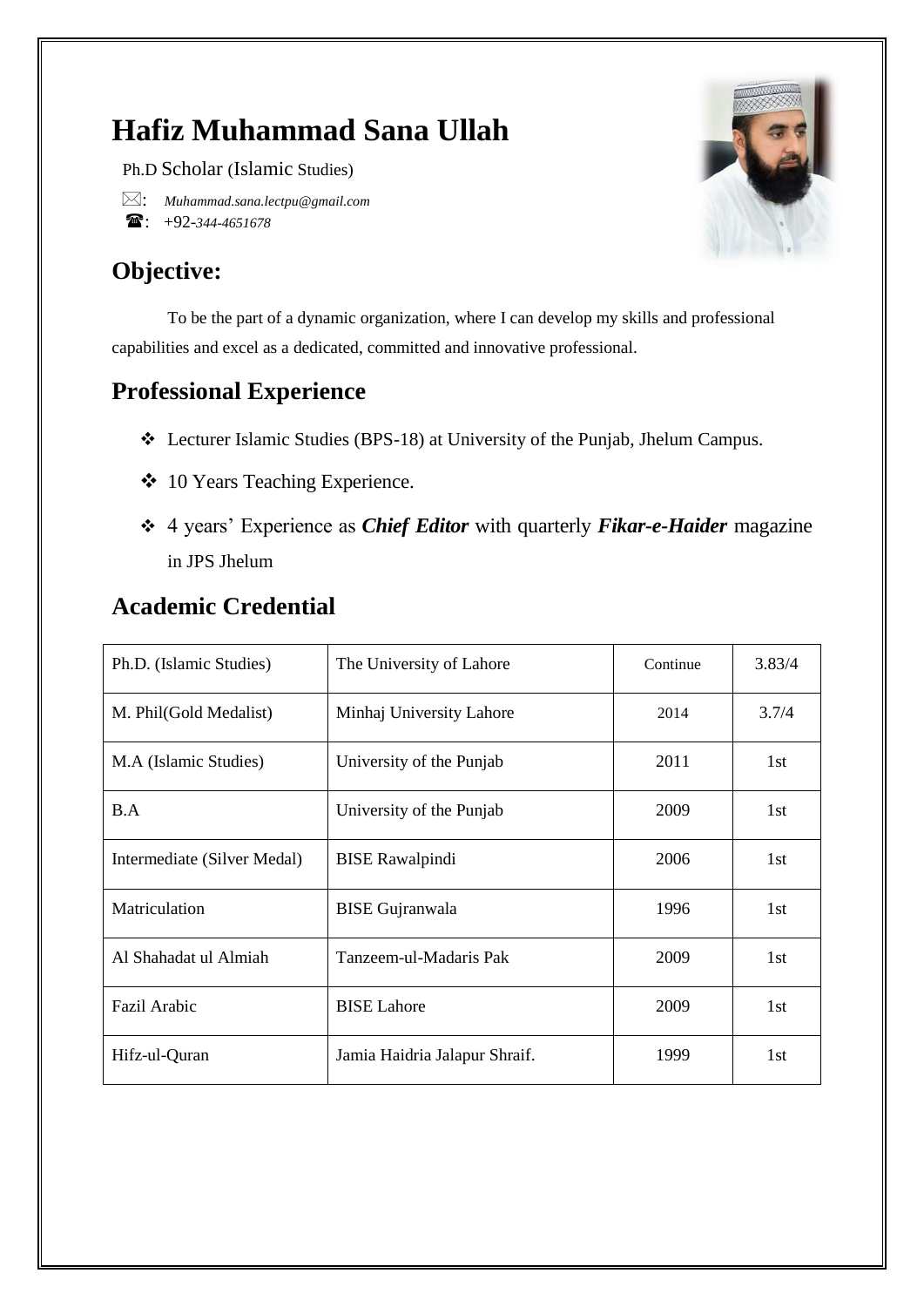# Hafiz Muhammad Sana Ullah

Ph.D Scholar (Islamic Studies)

✉: *Muhammad.sana.lectpu@gmail.com*

☎: +92-*344-4651678*

## Objective:

To be the part of a dynamic organization, where I can develop my skills and professional capabilities and excel as a dedicated, committed and innovative professional.

## Professional Experience

- Lecturer Islamic Studies (BPS-18) at University of the Punjab, Jhelum Campus.
- 10 Years Teaching Experience.
- 4 years' Experience as ***Chief Editor*** with quarterly ***Fikar-e-Haider*** magazine in JPS Jhelum

## Academic Credential

| | | | |
|---|---|---|---|
| Ph.D. (Islamic Studies) | The University of Lahore | Continue | 3.83/4 |
| M. Phil(Gold Medalist) | Minhaj University Lahore | 2014 | 3.7/4 |
| M.A (Islamic Studies) | University of the Punjab | 2011 | 1st |
| B.A | University of the Punjab | 2009 | 1st |
| Intermediate (Silver Medal) | BISE Rawalpindi | 2006 | 1st |
| Matriculation | BISE Gujranwala | 1996 | 1st |
| Al Shahadat ul Almiah | Tanzeem-ul-Madaris Pak | 2009 | 1st |
| Fazil Arabic | BISE Lahore | 2009 | 1st |
| Hifz-ul-Quran | Jamia Haidria Jalapur Shraif. | 1999 | 1st |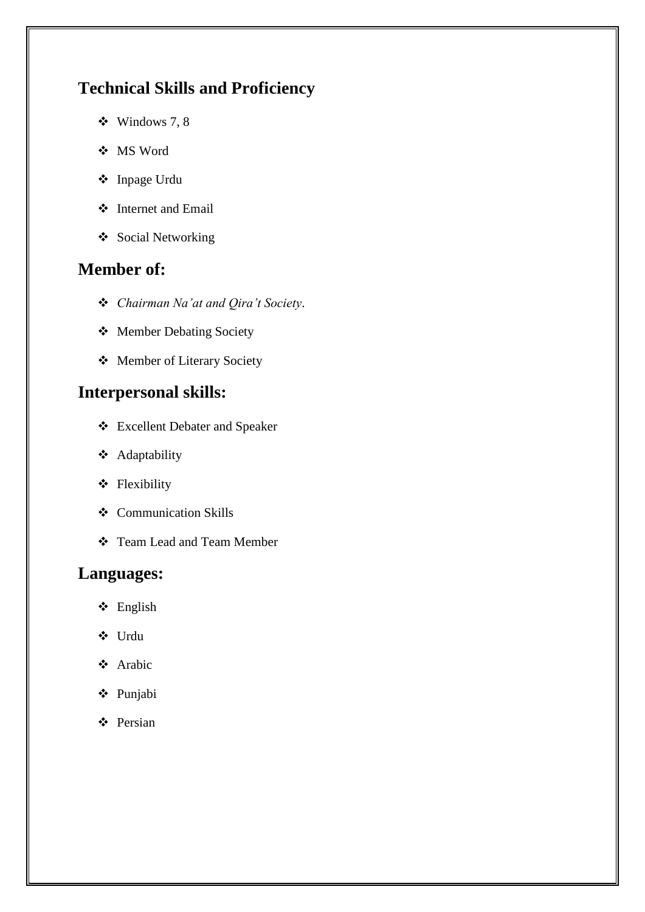## Technical Skills and Proficiency

- Windows 7, 8
- MS Word
- Inpage Urdu
- Internet and Email
- Social Networking

## Member of:

- *Chairman Na'at and Qira't Society*.
- Member Debating Society
- Member of Literary Society

## Interpersonal skills:

- Excellent Debater and Speaker
- Adaptability
- Flexibility
- Communication Skills
- Team Lead and Team Member

## Languages:

- English
- Urdu
- Arabic
- Punjabi
- Persian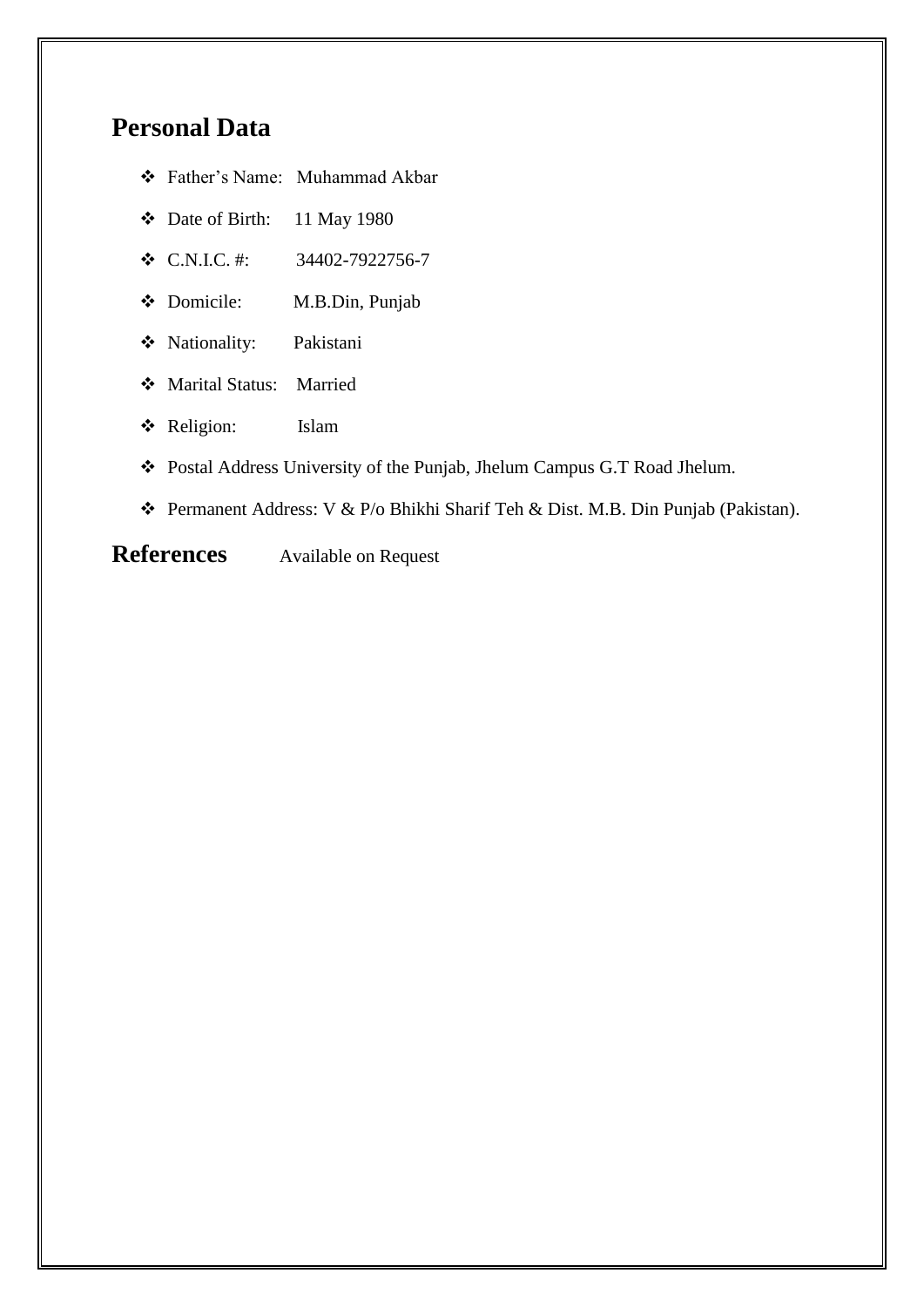## Personal Data

- Father's Name: Muhammad Akbar
- Date of Birth: 11 May 1980
- C.N.I.C. #: 34402-7922756-7
- Domicile: M.B.Din, Punjab
- Nationality: Pakistani
- Marital Status: Married
- Religion: Islam
- Postal Address University of the Punjab, Jhelum Campus G.T Road Jhelum.
- Permanent Address: V & P/o Bhikhi Sharif Teh & Dist. M.B. Din Punjab (Pakistan).

## References

Available on Request